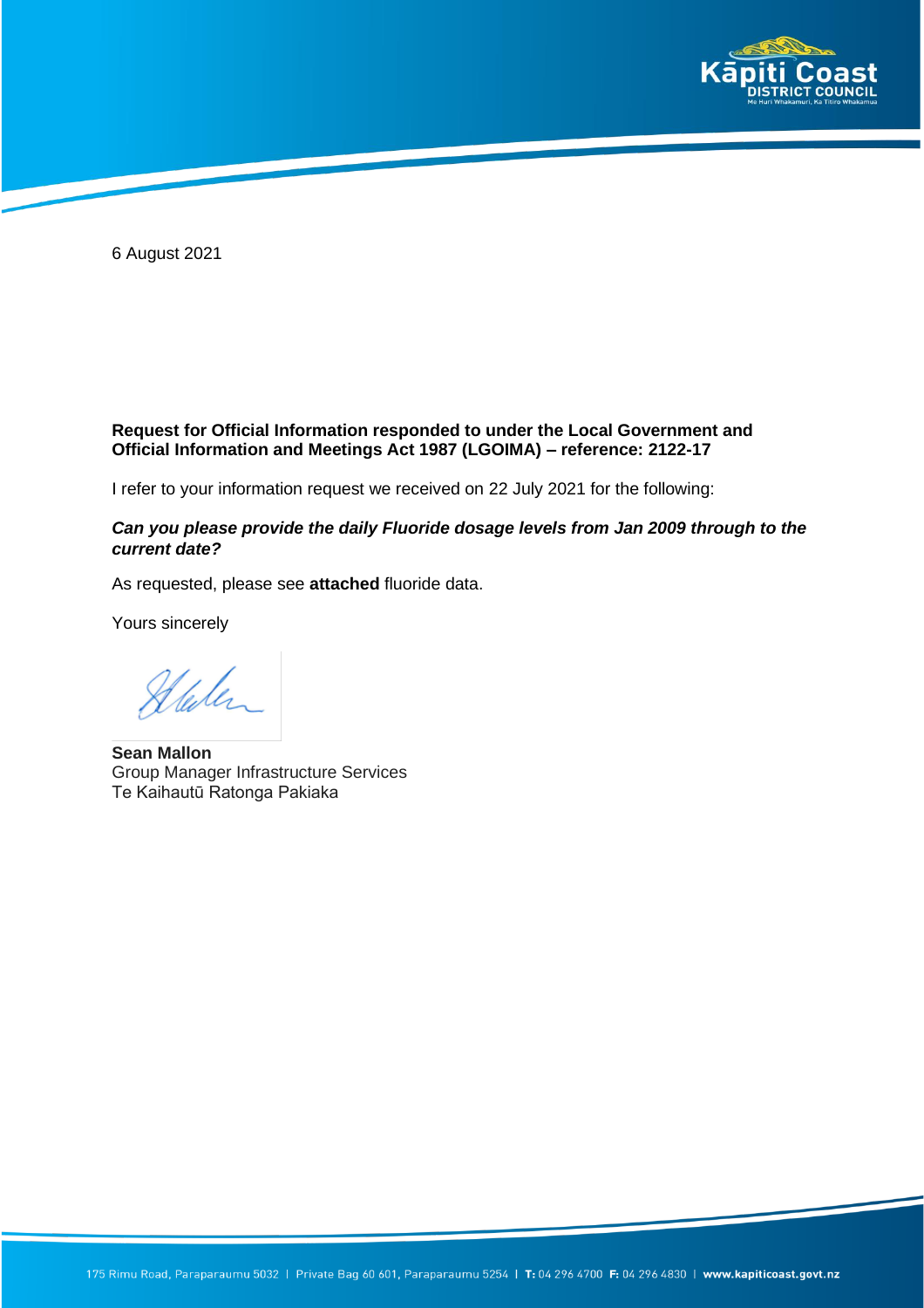6 August 2021

**Request for Official Information responded to under the Local Government and Official Information and Meetings Act 1987 (LGOIMA) – reference: 2122-17**

I refer to your information request we received on 22 July 2021 for the following:

***Can you please provide the daily Fluoride dosage levels from Jan 2009 through to the current date?***

As requested, please see **attached** fluoride data.

Yours sincerely

**Sean Mallon**
Group Manager Infrastructure Services
Te Kaihautū Ratonga Pakiaka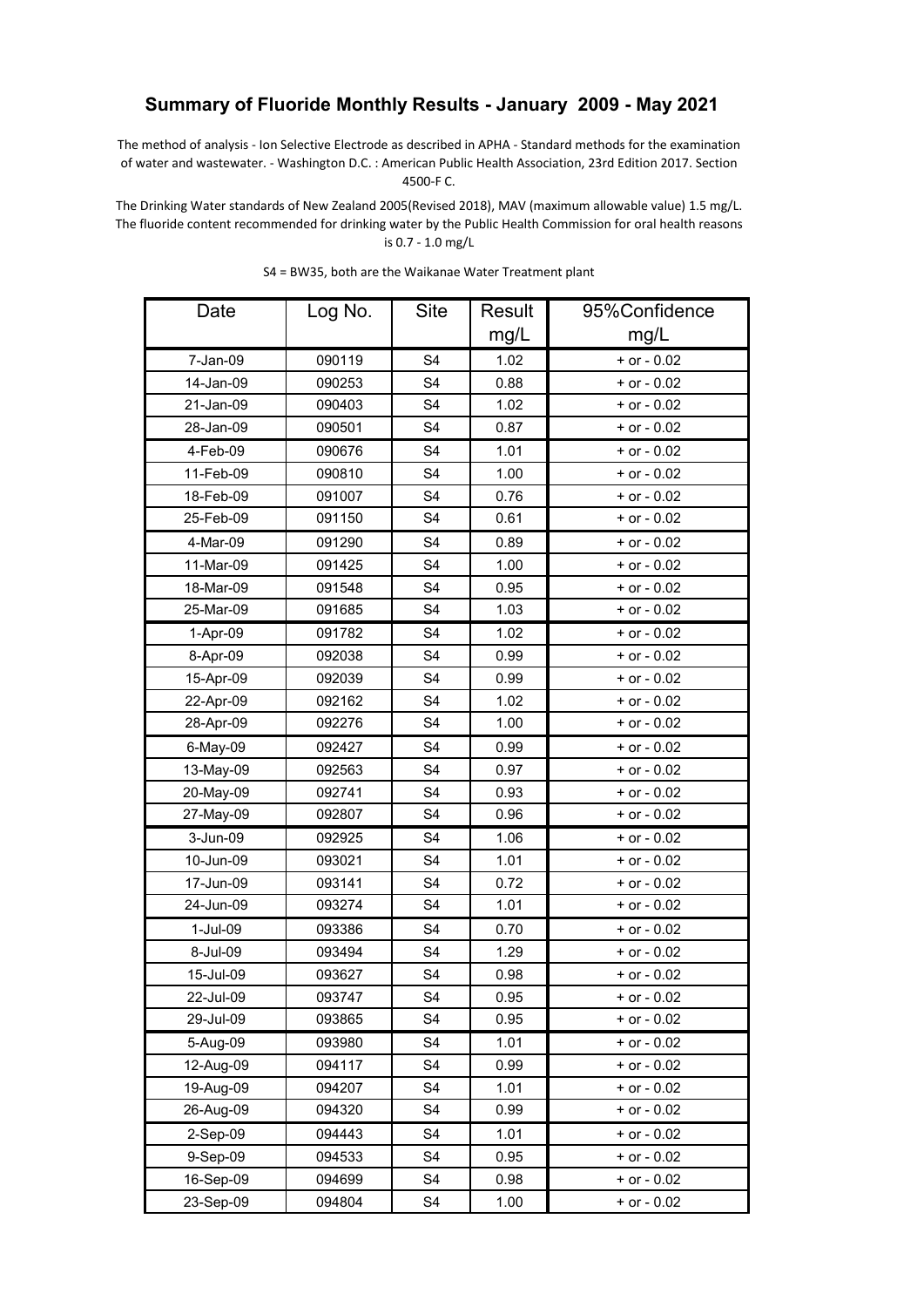# Summary of Fluoride Monthly Results - January 2009 - May 2021

The method of analysis - Ion Selective Electrode as described in APHA - Standard methods for the examination of water and wastewater. - Washington D.C. : American Public Health Association, 23rd Edition 2017. Section 4500-F C.

The Drinking Water standards of New Zealand 2005(Revised 2018), MAV (maximum allowable value) 1.5 mg/L. The fluoride content recommended for drinking water by the Public Health Commission for oral health reasons is 0.7 - 1.0 mg/L

S4 = BW35, both are the Waikanae Water Treatment plant

| Date | Log No. | Site | Result mg/L | 95%Confidence mg/L |
|---|---|---|---|---|
| 7-Jan-09 | 090119 | S4 | 1.02 | + or - 0.02 |
| 14-Jan-09 | 090253 | S4 | 0.88 | + or - 0.02 |
| 21-Jan-09 | 090403 | S4 | 1.02 | + or - 0.02 |
| 28-Jan-09 | 090501 | S4 | 0.87 | + or - 0.02 |
| 4-Feb-09 | 090676 | S4 | 1.01 | + or - 0.02 |
| 11-Feb-09 | 090810 | S4 | 1.00 | + or - 0.02 |
| 18-Feb-09 | 091007 | S4 | 0.76 | + or - 0.02 |
| 25-Feb-09 | 091150 | S4 | 0.61 | + or - 0.02 |
| 4-Mar-09 | 091290 | S4 | 0.89 | + or - 0.02 |
| 11-Mar-09 | 091425 | S4 | 1.00 | + or - 0.02 |
| 18-Mar-09 | 091548 | S4 | 0.95 | + or - 0.02 |
| 25-Mar-09 | 091685 | S4 | 1.03 | + or - 0.02 |
| 1-Apr-09 | 091782 | S4 | 1.02 | + or - 0.02 |
| 8-Apr-09 | 092038 | S4 | 0.99 | + or - 0.02 |
| 15-Apr-09 | 092039 | S4 | 0.99 | + or - 0.02 |
| 22-Apr-09 | 092162 | S4 | 1.02 | + or - 0.02 |
| 28-Apr-09 | 092276 | S4 | 1.00 | + or - 0.02 |
| 6-May-09 | 092427 | S4 | 0.99 | + or - 0.02 |
| 13-May-09 | 092563 | S4 | 0.97 | + or - 0.02 |
| 20-May-09 | 092741 | S4 | 0.93 | + or - 0.02 |
| 27-May-09 | 092807 | S4 | 0.96 | + or - 0.02 |
| 3-Jun-09 | 092925 | S4 | 1.06 | + or - 0.02 |
| 10-Jun-09 | 093021 | S4 | 1.01 | + or - 0.02 |
| 17-Jun-09 | 093141 | S4 | 0.72 | + or - 0.02 |
| 24-Jun-09 | 093274 | S4 | 1.01 | + or - 0.02 |
| 1-Jul-09 | 093386 | S4 | 0.70 | + or - 0.02 |
| 8-Jul-09 | 093494 | S4 | 1.29 | + or - 0.02 |
| 15-Jul-09 | 093627 | S4 | 0.98 | + or - 0.02 |
| 22-Jul-09 | 093747 | S4 | 0.95 | + or - 0.02 |
| 29-Jul-09 | 093865 | S4 | 0.95 | + or - 0.02 |
| 5-Aug-09 | 093980 | S4 | 1.01 | + or - 0.02 |
| 12-Aug-09 | 094117 | S4 | 0.99 | + or - 0.02 |
| 19-Aug-09 | 094207 | S4 | 1.01 | + or - 0.02 |
| 26-Aug-09 | 094320 | S4 | 0.99 | + or - 0.02 |
| 2-Sep-09 | 094443 | S4 | 1.01 | + or - 0.02 |
| 9-Sep-09 | 094533 | S4 | 0.95 | + or - 0.02 |
| 16-Sep-09 | 094699 | S4 | 0.98 | + or - 0.02 |
| 23-Sep-09 | 094804 | S4 | 1.00 | + or - 0.02 |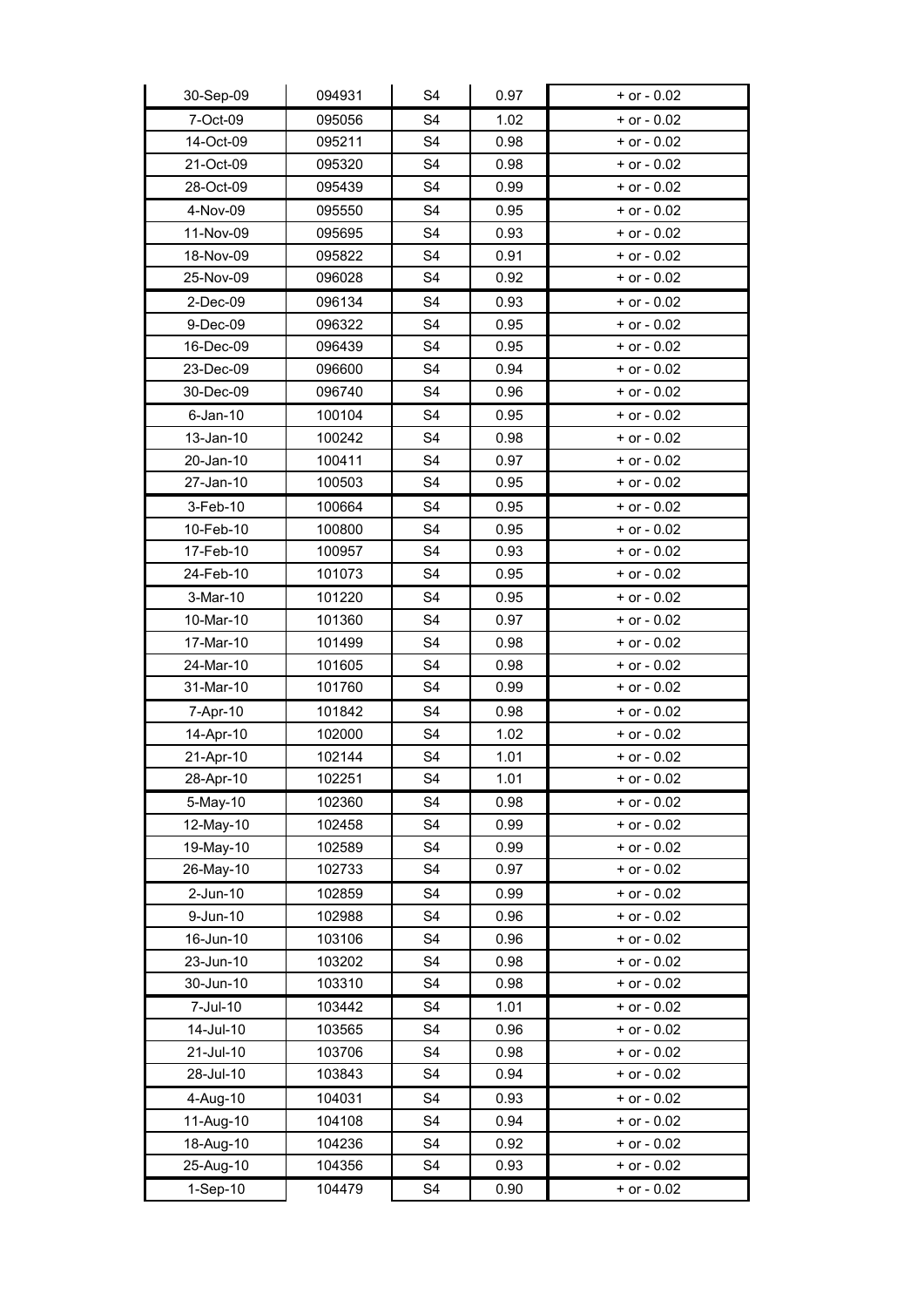| | | | | |
|---|---|---|---|---|
| 30-Sep-09 | 094931 | S4 | 0.97 | + or - 0.02 |
| 7-Oct-09 | 095056 | S4 | 1.02 | + or - 0.02 |
| 14-Oct-09 | 095211 | S4 | 0.98 | + or - 0.02 |
| 21-Oct-09 | 095320 | S4 | 0.98 | + or - 0.02 |
| 28-Oct-09 | 095439 | S4 | 0.99 | + or - 0.02 |
| 4-Nov-09 | 095550 | S4 | 0.95 | + or - 0.02 |
| 11-Nov-09 | 095695 | S4 | 0.93 | + or - 0.02 |
| 18-Nov-09 | 095822 | S4 | 0.91 | + or - 0.02 |
| 25-Nov-09 | 096028 | S4 | 0.92 | + or - 0.02 |
| 2-Dec-09 | 096134 | S4 | 0.93 | + or - 0.02 |
| 9-Dec-09 | 096322 | S4 | 0.95 | + or - 0.02 |
| 16-Dec-09 | 096439 | S4 | 0.95 | + or - 0.02 |
| 23-Dec-09 | 096600 | S4 | 0.94 | + or - 0.02 |
| 30-Dec-09 | 096740 | S4 | 0.96 | + or - 0.02 |
| 6-Jan-10 | 100104 | S4 | 0.95 | + or - 0.02 |
| 13-Jan-10 | 100242 | S4 | 0.98 | + or - 0.02 |
| 20-Jan-10 | 100411 | S4 | 0.97 | + or - 0.02 |
| 27-Jan-10 | 100503 | S4 | 0.95 | + or - 0.02 |
| 3-Feb-10 | 100664 | S4 | 0.95 | + or - 0.02 |
| 10-Feb-10 | 100800 | S4 | 0.95 | + or - 0.02 |
| 17-Feb-10 | 100957 | S4 | 0.93 | + or - 0.02 |
| 24-Feb-10 | 101073 | S4 | 0.95 | + or - 0.02 |
| 3-Mar-10 | 101220 | S4 | 0.95 | + or - 0.02 |
| 10-Mar-10 | 101360 | S4 | 0.97 | + or - 0.02 |
| 17-Mar-10 | 101499 | S4 | 0.98 | + or - 0.02 |
| 24-Mar-10 | 101605 | S4 | 0.98 | + or - 0.02 |
| 31-Mar-10 | 101760 | S4 | 0.99 | + or - 0.02 |
| 7-Apr-10 | 101842 | S4 | 0.98 | + or - 0.02 |
| 14-Apr-10 | 102000 | S4 | 1.02 | + or - 0.02 |
| 21-Apr-10 | 102144 | S4 | 1.01 | + or - 0.02 |
| 28-Apr-10 | 102251 | S4 | 1.01 | + or - 0.02 |
| 5-May-10 | 102360 | S4 | 0.98 | + or - 0.02 |
| 12-May-10 | 102458 | S4 | 0.99 | + or - 0.02 |
| 19-May-10 | 102589 | S4 | 0.99 | + or - 0.02 |
| 26-May-10 | 102733 | S4 | 0.97 | + or - 0.02 |
| 2-Jun-10 | 102859 | S4 | 0.99 | + or - 0.02 |
| 9-Jun-10 | 102988 | S4 | 0.96 | + or - 0.02 |
| 16-Jun-10 | 103106 | S4 | 0.96 | + or - 0.02 |
| 23-Jun-10 | 103202 | S4 | 0.98 | + or - 0.02 |
| 30-Jun-10 | 103310 | S4 | 0.98 | + or - 0.02 |
| 7-Jul-10 | 103442 | S4 | 1.01 | + or - 0.02 |
| 14-Jul-10 | 103565 | S4 | 0.96 | + or - 0.02 |
| 21-Jul-10 | 103706 | S4 | 0.98 | + or - 0.02 |
| 28-Jul-10 | 103843 | S4 | 0.94 | + or - 0.02 |
| 4-Aug-10 | 104031 | S4 | 0.93 | + or - 0.02 |
| 11-Aug-10 | 104108 | S4 | 0.94 | + or - 0.02 |
| 18-Aug-10 | 104236 | S4 | 0.92 | + or - 0.02 |
| 25-Aug-10 | 104356 | S4 | 0.93 | + or - 0.02 |
| 1-Sep-10 | 104479 | S4 | 0.90 | + or - 0.02 |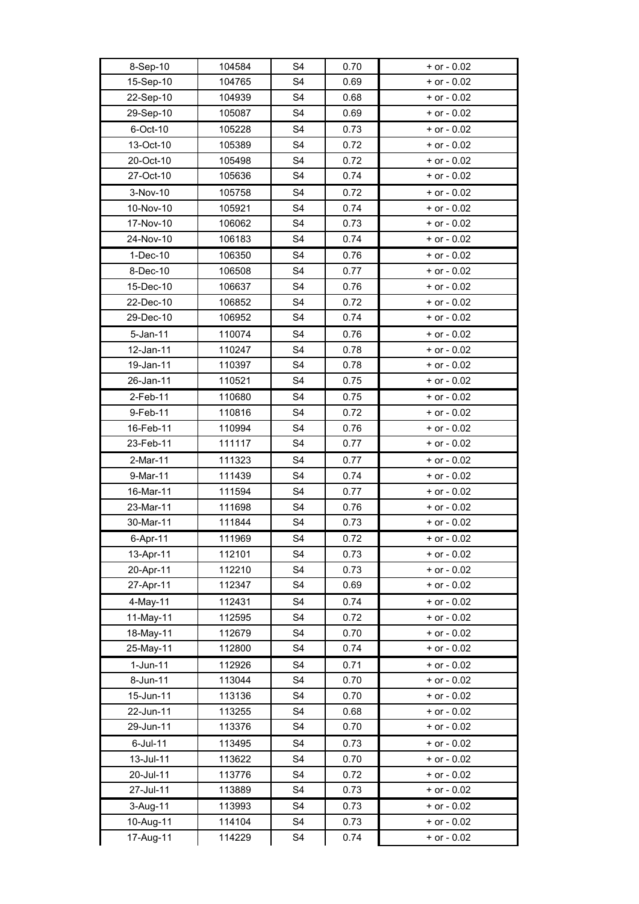| 8-Sep-10 | 104584 | S4 | 0.70 | + or - 0.02 |
|---|---|---|---|---|
| 15-Sep-10 | 104765 | S4 | 0.69 | + or - 0.02 |
| 22-Sep-10 | 104939 | S4 | 0.68 | + or - 0.02 |
| 29-Sep-10 | 105087 | S4 | 0.69 | + or - 0.02 |
| 6-Oct-10 | 105228 | S4 | 0.73 | + or - 0.02 |
| 13-Oct-10 | 105389 | S4 | 0.72 | + or - 0.02 |
| 20-Oct-10 | 105498 | S4 | 0.72 | + or - 0.02 |
| 27-Oct-10 | 105636 | S4 | 0.74 | + or - 0.02 |
| 3-Nov-10 | 105758 | S4 | 0.72 | + or - 0.02 |
| 10-Nov-10 | 105921 | S4 | 0.74 | + or - 0.02 |
| 17-Nov-10 | 106062 | S4 | 0.73 | + or - 0.02 |
| 24-Nov-10 | 106183 | S4 | 0.74 | + or - 0.02 |
| 1-Dec-10 | 106350 | S4 | 0.76 | + or - 0.02 |
| 8-Dec-10 | 106508 | S4 | 0.77 | + or - 0.02 |
| 15-Dec-10 | 106637 | S4 | 0.76 | + or - 0.02 |
| 22-Dec-10 | 106852 | S4 | 0.72 | + or - 0.02 |
| 29-Dec-10 | 106952 | S4 | 0.74 | + or - 0.02 |
| 5-Jan-11 | 110074 | S4 | 0.76 | + or - 0.02 |
| 12-Jan-11 | 110247 | S4 | 0.78 | + or - 0.02 |
| 19-Jan-11 | 110397 | S4 | 0.78 | + or - 0.02 |
| 26-Jan-11 | 110521 | S4 | 0.75 | + or - 0.02 |
| 2-Feb-11 | 110680 | S4 | 0.75 | + or - 0.02 |
| 9-Feb-11 | 110816 | S4 | 0.72 | + or - 0.02 |
| 16-Feb-11 | 110994 | S4 | 0.76 | + or - 0.02 |
| 23-Feb-11 | 111117 | S4 | 0.77 | + or - 0.02 |
| 2-Mar-11 | 111323 | S4 | 0.77 | + or - 0.02 |
| 9-Mar-11 | 111439 | S4 | 0.74 | + or - 0.02 |
| 16-Mar-11 | 111594 | S4 | 0.77 | + or - 0.02 |
| 23-Mar-11 | 111698 | S4 | 0.76 | + or - 0.02 |
| 30-Mar-11 | 111844 | S4 | 0.73 | + or - 0.02 |
| 6-Apr-11 | 111969 | S4 | 0.72 | + or - 0.02 |
| 13-Apr-11 | 112101 | S4 | 0.73 | + or - 0.02 |
| 20-Apr-11 | 112210 | S4 | 0.73 | + or - 0.02 |
| 27-Apr-11 | 112347 | S4 | 0.69 | + or - 0.02 |
| 4-May-11 | 112431 | S4 | 0.74 | + or - 0.02 |
| 11-May-11 | 112595 | S4 | 0.72 | + or - 0.02 |
| 18-May-11 | 112679 | S4 | 0.70 | + or - 0.02 |
| 25-May-11 | 112800 | S4 | 0.74 | + or - 0.02 |
| 1-Jun-11 | 112926 | S4 | 0.71 | + or - 0.02 |
| 8-Jun-11 | 113044 | S4 | 0.70 | + or - 0.02 |
| 15-Jun-11 | 113136 | S4 | 0.70 | + or - 0.02 |
| 22-Jun-11 | 113255 | S4 | 0.68 | + or - 0.02 |
| 29-Jun-11 | 113376 | S4 | 0.70 | + or - 0.02 |
| 6-Jul-11 | 113495 | S4 | 0.73 | + or - 0.02 |
| 13-Jul-11 | 113622 | S4 | 0.70 | + or - 0.02 |
| 20-Jul-11 | 113776 | S4 | 0.72 | + or - 0.02 |
| 27-Jul-11 | 113889 | S4 | 0.73 | + or - 0.02 |
| 3-Aug-11 | 113993 | S4 | 0.73 | + or - 0.02 |
| 10-Aug-11 | 114104 | S4 | 0.73 | + or - 0.02 |
| 17-Aug-11 | 114229 | S4 | 0.74 | + or - 0.02 |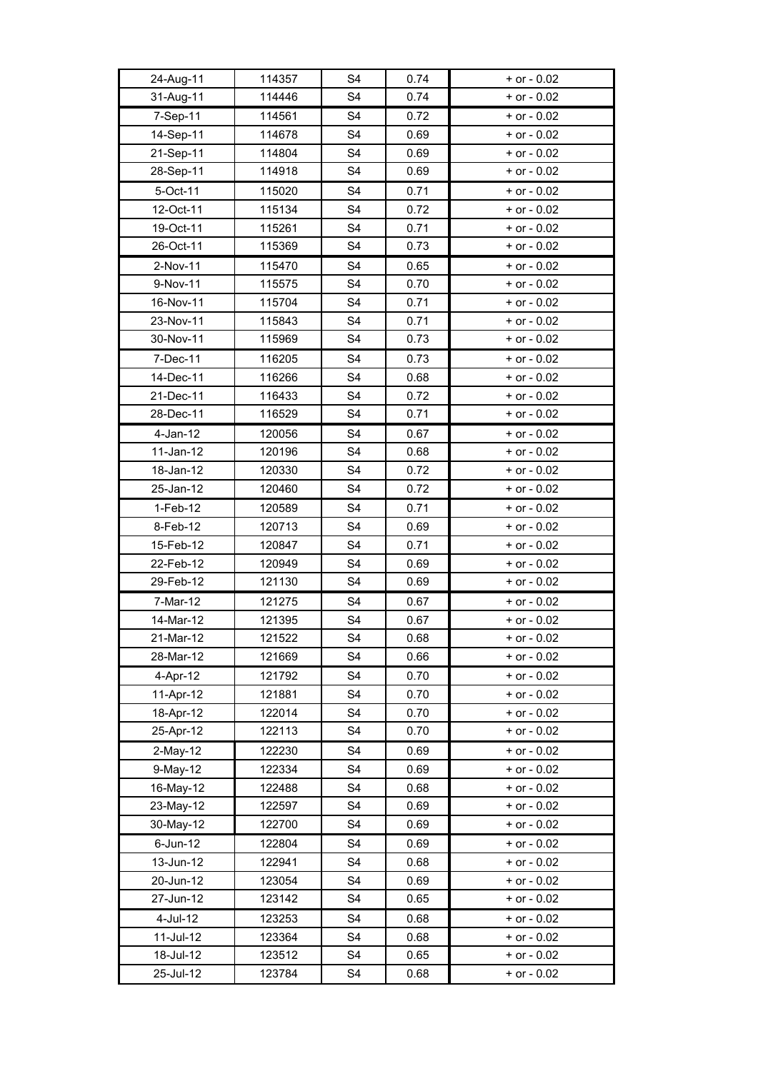| 24-Aug-11 | 114357 | S4 | 0.74 | + or - 0.02 |
|---|---|---|---|---|
| 31-Aug-11 | 114446 | S4 | 0.74 | + or - 0.02 |
| 7-Sep-11 | 114561 | S4 | 0.72 | + or - 0.02 |
| 14-Sep-11 | 114678 | S4 | 0.69 | + or - 0.02 |
| 21-Sep-11 | 114804 | S4 | 0.69 | + or - 0.02 |
| 28-Sep-11 | 114918 | S4 | 0.69 | + or - 0.02 |
| 5-Oct-11 | 115020 | S4 | 0.71 | + or - 0.02 |
| 12-Oct-11 | 115134 | S4 | 0.72 | + or - 0.02 |
| 19-Oct-11 | 115261 | S4 | 0.71 | + or - 0.02 |
| 26-Oct-11 | 115369 | S4 | 0.73 | + or - 0.02 |
| 2-Nov-11 | 115470 | S4 | 0.65 | + or - 0.02 |
| 9-Nov-11 | 115575 | S4 | 0.70 | + or - 0.02 |
| 16-Nov-11 | 115704 | S4 | 0.71 | + or - 0.02 |
| 23-Nov-11 | 115843 | S4 | 0.71 | + or - 0.02 |
| 30-Nov-11 | 115969 | S4 | 0.73 | + or - 0.02 |
| 7-Dec-11 | 116205 | S4 | 0.73 | + or - 0.02 |
| 14-Dec-11 | 116266 | S4 | 0.68 | + or - 0.02 |
| 21-Dec-11 | 116433 | S4 | 0.72 | + or - 0.02 |
| 28-Dec-11 | 116529 | S4 | 0.71 | + or - 0.02 |
| 4-Jan-12 | 120056 | S4 | 0.67 | + or - 0.02 |
| 11-Jan-12 | 120196 | S4 | 0.68 | + or - 0.02 |
| 18-Jan-12 | 120330 | S4 | 0.72 | + or - 0.02 |
| 25-Jan-12 | 120460 | S4 | 0.72 | + or - 0.02 |
| 1-Feb-12 | 120589 | S4 | 0.71 | + or - 0.02 |
| 8-Feb-12 | 120713 | S4 | 0.69 | + or - 0.02 |
| 15-Feb-12 | 120847 | S4 | 0.71 | + or - 0.02 |
| 22-Feb-12 | 120949 | S4 | 0.69 | + or - 0.02 |
| 29-Feb-12 | 121130 | S4 | 0.69 | + or - 0.02 |
| 7-Mar-12 | 121275 | S4 | 0.67 | + or - 0.02 |
| 14-Mar-12 | 121395 | S4 | 0.67 | + or - 0.02 |
| 21-Mar-12 | 121522 | S4 | 0.68 | + or - 0.02 |
| 28-Mar-12 | 121669 | S4 | 0.66 | + or - 0.02 |
| 4-Apr-12 | 121792 | S4 | 0.70 | + or - 0.02 |
| 11-Apr-12 | 121881 | S4 | 0.70 | + or - 0.02 |
| 18-Apr-12 | 122014 | S4 | 0.70 | + or - 0.02 |
| 25-Apr-12 | 122113 | S4 | 0.70 | + or - 0.02 |
| 2-May-12 | 122230 | S4 | 0.69 | + or - 0.02 |
| 9-May-12 | 122334 | S4 | 0.69 | + or - 0.02 |
| 16-May-12 | 122488 | S4 | 0.68 | + or - 0.02 |
| 23-May-12 | 122597 | S4 | 0.69 | + or - 0.02 |
| 30-May-12 | 122700 | S4 | 0.69 | + or - 0.02 |
| 6-Jun-12 | 122804 | S4 | 0.69 | + or - 0.02 |
| 13-Jun-12 | 122941 | S4 | 0.68 | + or - 0.02 |
| 20-Jun-12 | 123054 | S4 | 0.69 | + or - 0.02 |
| 27-Jun-12 | 123142 | S4 | 0.65 | + or - 0.02 |
| 4-Jul-12 | 123253 | S4 | 0.68 | + or - 0.02 |
| 11-Jul-12 | 123364 | S4 | 0.68 | + or - 0.02 |
| 18-Jul-12 | 123512 | S4 | 0.65 | + or - 0.02 |
| 25-Jul-12 | 123784 | S4 | 0.68 | + or - 0.02 |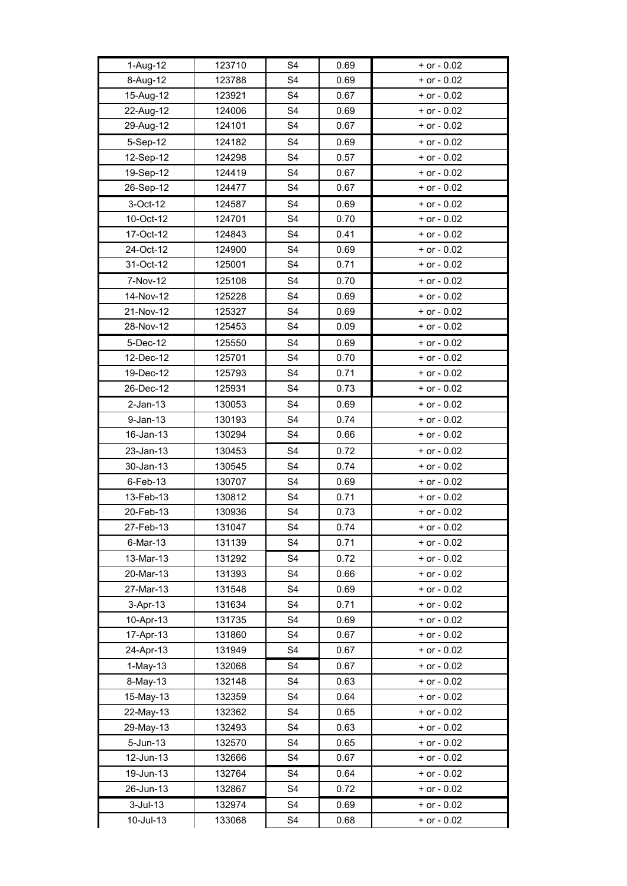| 1-Aug-12 | 123710 | S4 | 0.69 | + or - 0.02 |
|---|---|---|---|---|
| 8-Aug-12 | 123788 | S4 | 0.69 | + or - 0.02 |
| 15-Aug-12 | 123921 | S4 | 0.67 | + or - 0.02 |
| 22-Aug-12 | 124006 | S4 | 0.69 | + or - 0.02 |
| 29-Aug-12 | 124101 | S4 | 0.67 | + or - 0.02 |
| 5-Sep-12 | 124182 | S4 | 0.69 | + or - 0.02 |
| 12-Sep-12 | 124298 | S4 | 0.57 | + or - 0.02 |
| 19-Sep-12 | 124419 | S4 | 0.67 | + or - 0.02 |
| 26-Sep-12 | 124477 | S4 | 0.67 | + or - 0.02 |
| 3-Oct-12 | 124587 | S4 | 0.69 | + or - 0.02 |
| 10-Oct-12 | 124701 | S4 | 0.70 | + or - 0.02 |
| 17-Oct-12 | 124843 | S4 | 0.41 | + or - 0.02 |
| 24-Oct-12 | 124900 | S4 | 0.69 | + or - 0.02 |
| 31-Oct-12 | 125001 | S4 | 0.71 | + or - 0.02 |
| 7-Nov-12 | 125108 | S4 | 0.70 | + or - 0.02 |
| 14-Nov-12 | 125228 | S4 | 0.69 | + or - 0.02 |
| 21-Nov-12 | 125327 | S4 | 0.69 | + or - 0.02 |
| 28-Nov-12 | 125453 | S4 | 0.09 | + or - 0.02 |
| 5-Dec-12 | 125550 | S4 | 0.69 | + or - 0.02 |
| 12-Dec-12 | 125701 | S4 | 0.70 | + or - 0.02 |
| 19-Dec-12 | 125793 | S4 | 0.71 | + or - 0.02 |
| 26-Dec-12 | 125931 | S4 | 0.73 | + or - 0.02 |
| 2-Jan-13 | 130053 | S4 | 0.69 | + or - 0.02 |
| 9-Jan-13 | 130193 | S4 | 0.74 | + or - 0.02 |
| 16-Jan-13 | 130294 | S4 | 0.66 | + or - 0.02 |
| 23-Jan-13 | 130453 | S4 | 0.72 | + or - 0.02 |
| 30-Jan-13 | 130545 | S4 | 0.74 | + or - 0.02 |
| 6-Feb-13 | 130707 | S4 | 0.69 | + or - 0.02 |
| 13-Feb-13 | 130812 | S4 | 0.71 | + or - 0.02 |
| 20-Feb-13 | 130936 | S4 | 0.73 | + or - 0.02 |
| 27-Feb-13 | 131047 | S4 | 0.74 | + or - 0.02 |
| 6-Mar-13 | 131139 | S4 | 0.71 | + or - 0.02 |
| 13-Mar-13 | 131292 | S4 | 0.72 | + or - 0.02 |
| 20-Mar-13 | 131393 | S4 | 0.66 | + or - 0.02 |
| 27-Mar-13 | 131548 | S4 | 0.69 | + or - 0.02 |
| 3-Apr-13 | 131634 | S4 | 0.71 | + or - 0.02 |
| 10-Apr-13 | 131735 | S4 | 0.69 | + or - 0.02 |
| 17-Apr-13 | 131860 | S4 | 0.67 | + or - 0.02 |
| 24-Apr-13 | 131949 | S4 | 0.67 | + or - 0.02 |
| 1-May-13 | 132068 | S4 | 0.67 | + or - 0.02 |
| 8-May-13 | 132148 | S4 | 0.63 | + or - 0.02 |
| 15-May-13 | 132359 | S4 | 0.64 | + or - 0.02 |
| 22-May-13 | 132362 | S4 | 0.65 | + or - 0.02 |
| 29-May-13 | 132493 | S4 | 0.63 | + or - 0.02 |
| 5-Jun-13 | 132570 | S4 | 0.65 | + or - 0.02 |
| 12-Jun-13 | 132666 | S4 | 0.67 | + or - 0.02 |
| 19-Jun-13 | 132764 | S4 | 0.64 | + or - 0.02 |
| 26-Jun-13 | 132867 | S4 | 0.72 | + or - 0.02 |
| 3-Jul-13 | 132974 | S4 | 0.69 | + or - 0.02 |
| 10-Jul-13 | 133068 | S4 | 0.68 | + or - 0.02 |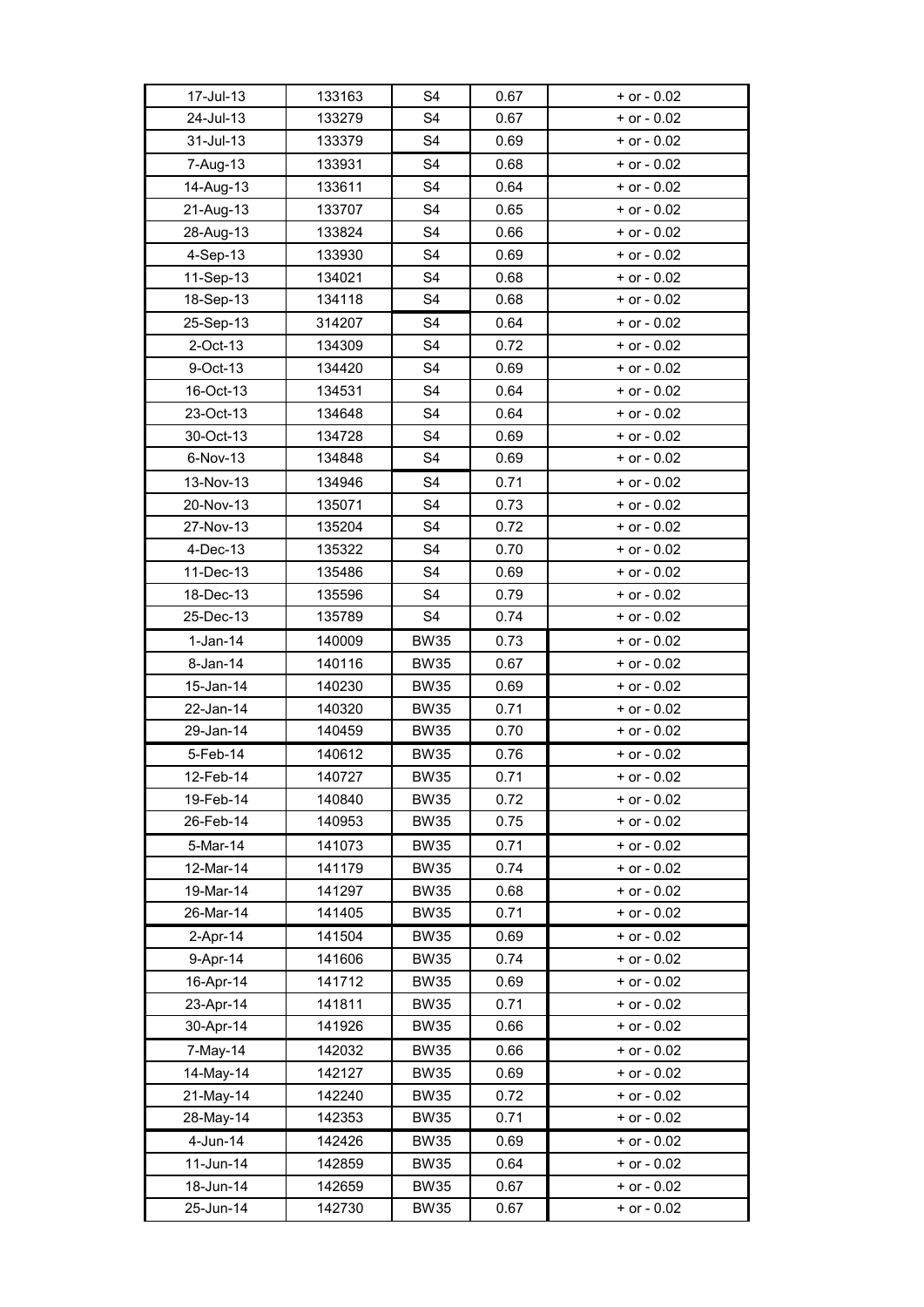| 17-Jul-13 | 133163 | S4 | 0.67 | + or - 0.02 |
|---|---|---|---|---|
| 24-Jul-13 | 133279 | S4 | 0.67 | + or - 0.02 |
| 31-Jul-13 | 133379 | S4 | 0.69 | + or - 0.02 |
| 7-Aug-13 | 133931 | S4 | 0.68 | + or - 0.02 |
| 14-Aug-13 | 133611 | S4 | 0.64 | + or - 0.02 |
| 21-Aug-13 | 133707 | S4 | 0.65 | + or - 0.02 |
| 28-Aug-13 | 133824 | S4 | 0.66 | + or - 0.02 |
| 4-Sep-13 | 133930 | S4 | 0.69 | + or - 0.02 |
| 11-Sep-13 | 134021 | S4 | 0.68 | + or - 0.02 |
| 18-Sep-13 | 134118 | S4 | 0.68 | + or - 0.02 |
| 25-Sep-13 | 314207 | S4 | 0.64 | + or - 0.02 |
| 2-Oct-13 | 134309 | S4 | 0.72 | + or - 0.02 |
| 9-Oct-13 | 134420 | S4 | 0.69 | + or - 0.02 |
| 16-Oct-13 | 134531 | S4 | 0.64 | + or - 0.02 |
| 23-Oct-13 | 134648 | S4 | 0.64 | + or - 0.02 |
| 30-Oct-13 | 134728 | S4 | 0.69 | + or - 0.02 |
| 6-Nov-13 | 134848 | S4 | 0.69 | + or - 0.02 |
| 13-Nov-13 | 134946 | S4 | 0.71 | + or - 0.02 |
| 20-Nov-13 | 135071 | S4 | 0.73 | + or - 0.02 |
| 27-Nov-13 | 135204 | S4 | 0.72 | + or - 0.02 |
| 4-Dec-13 | 135322 | S4 | 0.70 | + or - 0.02 |
| 11-Dec-13 | 135486 | S4 | 0.69 | + or - 0.02 |
| 18-Dec-13 | 135596 | S4 | 0.79 | + or - 0.02 |
| 25-Dec-13 | 135789 | S4 | 0.74 | + or - 0.02 |
| 1-Jan-14 | 140009 | BW35 | 0.73 | + or - 0.02 |
| 8-Jan-14 | 140116 | BW35 | 0.67 | + or - 0.02 |
| 15-Jan-14 | 140230 | BW35 | 0.69 | + or - 0.02 |
| 22-Jan-14 | 140320 | BW35 | 0.71 | + or - 0.02 |
| 29-Jan-14 | 140459 | BW35 | 0.70 | + or - 0.02 |
| 5-Feb-14 | 140612 | BW35 | 0.76 | + or - 0.02 |
| 12-Feb-14 | 140727 | BW35 | 0.71 | + or - 0.02 |
| 19-Feb-14 | 140840 | BW35 | 0.72 | + or - 0.02 |
| 26-Feb-14 | 140953 | BW35 | 0.75 | + or - 0.02 |
| 5-Mar-14 | 141073 | BW35 | 0.71 | + or - 0.02 |
| 12-Mar-14 | 141179 | BW35 | 0.74 | + or - 0.02 |
| 19-Mar-14 | 141297 | BW35 | 0.68 | + or - 0.02 |
| 26-Mar-14 | 141405 | BW35 | 0.71 | + or - 0.02 |
| 2-Apr-14 | 141504 | BW35 | 0.69 | + or - 0.02 |
| 9-Apr-14 | 141606 | BW35 | 0.74 | + or - 0.02 |
| 16-Apr-14 | 141712 | BW35 | 0.69 | + or - 0.02 |
| 23-Apr-14 | 141811 | BW35 | 0.71 | + or - 0.02 |
| 30-Apr-14 | 141926 | BW35 | 0.66 | + or - 0.02 |
| 7-May-14 | 142032 | BW35 | 0.66 | + or - 0.02 |
| 14-May-14 | 142127 | BW35 | 0.69 | + or - 0.02 |
| 21-May-14 | 142240 | BW35 | 0.72 | + or - 0.02 |
| 28-May-14 | 142353 | BW35 | 0.71 | + or - 0.02 |
| 4-Jun-14 | 142426 | BW35 | 0.69 | + or - 0.02 |
| 11-Jun-14 | 142859 | BW35 | 0.64 | + or - 0.02 |
| 18-Jun-14 | 142659 | BW35 | 0.67 | + or - 0.02 |
| 25-Jun-14 | 142730 | BW35 | 0.67 | + or - 0.02 |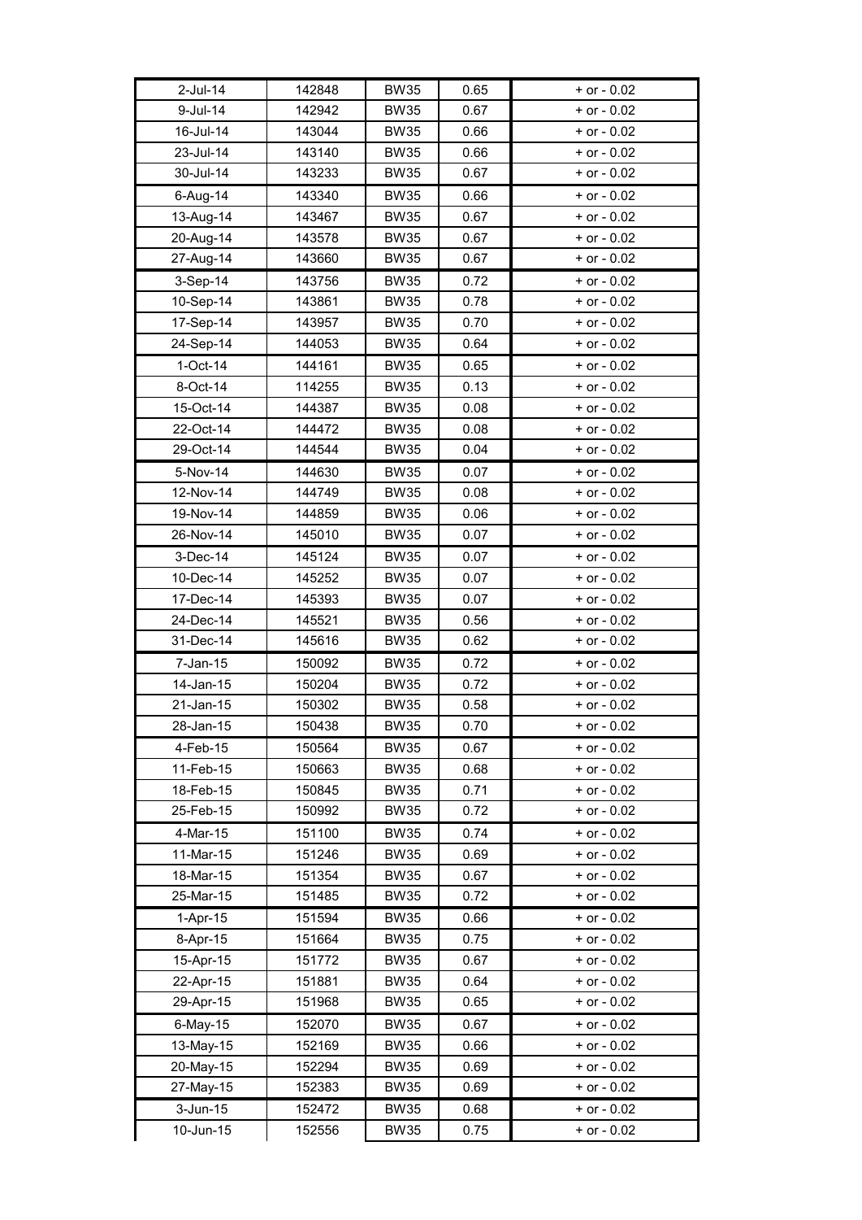| 2-Jul-14 | 142848 | BW35 | 0.65 | + or - 0.02 |
|---|---|---|---|---|
| 9-Jul-14 | 142942 | BW35 | 0.67 | + or - 0.02 |
| 16-Jul-14 | 143044 | BW35 | 0.66 | + or - 0.02 |
| 23-Jul-14 | 143140 | BW35 | 0.66 | + or - 0.02 |
| 30-Jul-14 | 143233 | BW35 | 0.67 | + or - 0.02 |
| 6-Aug-14 | 143340 | BW35 | 0.66 | + or - 0.02 |
| 13-Aug-14 | 143467 | BW35 | 0.67 | + or - 0.02 |
| 20-Aug-14 | 143578 | BW35 | 0.67 | + or - 0.02 |
| 27-Aug-14 | 143660 | BW35 | 0.67 | + or - 0.02 |
| 3-Sep-14 | 143756 | BW35 | 0.72 | + or - 0.02 |
| 10-Sep-14 | 143861 | BW35 | 0.78 | + or - 0.02 |
| 17-Sep-14 | 143957 | BW35 | 0.70 | + or - 0.02 |
| 24-Sep-14 | 144053 | BW35 | 0.64 | + or - 0.02 |
| 1-Oct-14 | 144161 | BW35 | 0.65 | + or - 0.02 |
| 8-Oct-14 | 114255 | BW35 | 0.13 | + or - 0.02 |
| 15-Oct-14 | 144387 | BW35 | 0.08 | + or - 0.02 |
| 22-Oct-14 | 144472 | BW35 | 0.08 | + or - 0.02 |
| 29-Oct-14 | 144544 | BW35 | 0.04 | + or - 0.02 |
| 5-Nov-14 | 144630 | BW35 | 0.07 | + or - 0.02 |
| 12-Nov-14 | 144749 | BW35 | 0.08 | + or - 0.02 |
| 19-Nov-14 | 144859 | BW35 | 0.06 | + or - 0.02 |
| 26-Nov-14 | 145010 | BW35 | 0.07 | + or - 0.02 |
| 3-Dec-14 | 145124 | BW35 | 0.07 | + or - 0.02 |
| 10-Dec-14 | 145252 | BW35 | 0.07 | + or - 0.02 |
| 17-Dec-14 | 145393 | BW35 | 0.07 | + or - 0.02 |
| 24-Dec-14 | 145521 | BW35 | 0.56 | + or - 0.02 |
| 31-Dec-14 | 145616 | BW35 | 0.62 | + or - 0.02 |
| 7-Jan-15 | 150092 | BW35 | 0.72 | + or - 0.02 |
| 14-Jan-15 | 150204 | BW35 | 0.72 | + or - 0.02 |
| 21-Jan-15 | 150302 | BW35 | 0.58 | + or - 0.02 |
| 28-Jan-15 | 150438 | BW35 | 0.70 | + or - 0.02 |
| 4-Feb-15 | 150564 | BW35 | 0.67 | + or - 0.02 |
| 11-Feb-15 | 150663 | BW35 | 0.68 | + or - 0.02 |
| 18-Feb-15 | 150845 | BW35 | 0.71 | + or - 0.02 |
| 25-Feb-15 | 150992 | BW35 | 0.72 | + or - 0.02 |
| 4-Mar-15 | 151100 | BW35 | 0.74 | + or - 0.02 |
| 11-Mar-15 | 151246 | BW35 | 0.69 | + or - 0.02 |
| 18-Mar-15 | 151354 | BW35 | 0.67 | + or - 0.02 |
| 25-Mar-15 | 151485 | BW35 | 0.72 | + or - 0.02 |
| 1-Apr-15 | 151594 | BW35 | 0.66 | + or - 0.02 |
| 8-Apr-15 | 151664 | BW35 | 0.75 | + or - 0.02 |
| 15-Apr-15 | 151772 | BW35 | 0.67 | + or - 0.02 |
| 22-Apr-15 | 151881 | BW35 | 0.64 | + or - 0.02 |
| 29-Apr-15 | 151968 | BW35 | 0.65 | + or - 0.02 |
| 6-May-15 | 152070 | BW35 | 0.67 | + or - 0.02 |
| 13-May-15 | 152169 | BW35 | 0.66 | + or - 0.02 |
| 20-May-15 | 152294 | BW35 | 0.69 | + or - 0.02 |
| 27-May-15 | 152383 | BW35 | 0.69 | + or - 0.02 |
| 3-Jun-15 | 152472 | BW35 | 0.68 | + or - 0.02 |
| 10-Jun-15 | 152556 | BW35 | 0.75 | + or - 0.02 |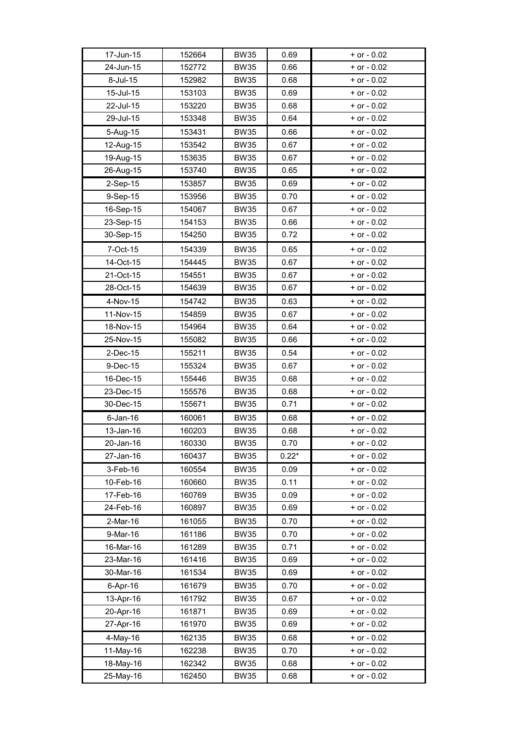| 17-Jun-15 | 152664 | BW35 | 0.69 | + or - 0.02 |
|---|---|---|---|---|
| 24-Jun-15 | 152772 | BW35 | 0.66 | + or - 0.02 |
| 8-Jul-15 | 152982 | BW35 | 0.68 | + or - 0.02 |
| 15-Jul-15 | 153103 | BW35 | 0.69 | + or - 0.02 |
| 22-Jul-15 | 153220 | BW35 | 0.68 | + or - 0.02 |
| 29-Jul-15 | 153348 | BW35 | 0.64 | + or - 0.02 |
| 5-Aug-15 | 153431 | BW35 | 0.66 | + or - 0.02 |
| 12-Aug-15 | 153542 | BW35 | 0.67 | + or - 0.02 |
| 19-Aug-15 | 153635 | BW35 | 0.67 | + or - 0.02 |
| 26-Aug-15 | 153740 | BW35 | 0.65 | + or - 0.02 |
| 2-Sep-15 | 153857 | BW35 | 0.69 | + or - 0.02 |
| 9-Sep-15 | 153956 | BW35 | 0.70 | + or - 0.02 |
| 16-Sep-15 | 154067 | BW35 | 0.67 | + or - 0.02 |
| 23-Sep-15 | 154153 | BW35 | 0.66 | + or - 0.02 |
| 30-Sep-15 | 154250 | BW35 | 0.72 | + or - 0.02 |
| 7-Oct-15 | 154339 | BW35 | 0.65 | + or - 0.02 |
| 14-Oct-15 | 154445 | BW35 | 0.67 | + or - 0.02 |
| 21-Oct-15 | 154551 | BW35 | 0.67 | + or - 0.02 |
| 28-Oct-15 | 154639 | BW35 | 0.67 | + or - 0.02 |
| 4-Nov-15 | 154742 | BW35 | 0.63 | + or - 0.02 |
| 11-Nov-15 | 154859 | BW35 | 0.67 | + or - 0.02 |
| 18-Nov-15 | 154964 | BW35 | 0.64 | + or - 0.02 |
| 25-Nov-15 | 155082 | BW35 | 0.66 | + or - 0.02 |
| 2-Dec-15 | 155211 | BW35 | 0.54 | + or - 0.02 |
| 9-Dec-15 | 155324 | BW35 | 0.67 | + or - 0.02 |
| 16-Dec-15 | 155446 | BW35 | 0.68 | + or - 0.02 |
| 23-Dec-15 | 155576 | BW35 | 0.68 | + or - 0.02 |
| 30-Dec-15 | 155671 | BW35 | 0.71 | + or - 0.02 |
| 6-Jan-16 | 160061 | BW35 | 0.68 | + or - 0.02 |
| 13-Jan-16 | 160203 | BW35 | 0.68 | + or - 0.02 |
| 20-Jan-16 | 160330 | BW35 | 0.70 | + or - 0.02 |
| 27-Jan-16 | 160437 | BW35 | 0.22* | + or - 0.02 |
| 3-Feb-16 | 160554 | BW35 | 0.09 | + or - 0.02 |
| 10-Feb-16 | 160660 | BW35 | 0.11 | + or - 0.02 |
| 17-Feb-16 | 160769 | BW35 | 0.09 | + or - 0.02 |
| 24-Feb-16 | 160897 | BW35 | 0.69 | + or - 0.02 |
| 2-Mar-16 | 161055 | BW35 | 0.70 | + or - 0.02 |
| 9-Mar-16 | 161186 | BW35 | 0.70 | + or - 0.02 |
| 16-Mar-16 | 161289 | BW35 | 0.71 | + or - 0.02 |
| 23-Mar-16 | 161416 | BW35 | 0.69 | + or - 0.02 |
| 30-Mar-16 | 161534 | BW35 | 0.69 | + or - 0.02 |
| 6-Apr-16 | 161679 | BW35 | 0.70 | + or - 0.02 |
| 13-Apr-16 | 161792 | BW35 | 0.67 | + or - 0.02 |
| 20-Apr-16 | 161871 | BW35 | 0.69 | + or - 0.02 |
| 27-Apr-16 | 161970 | BW35 | 0.69 | + or - 0.02 |
| 4-May-16 | 162135 | BW35 | 0.68 | + or - 0.02 |
| 11-May-16 | 162238 | BW35 | 0.70 | + or - 0.02 |
| 18-May-16 | 162342 | BW35 | 0.68 | + or - 0.02 |
| 25-May-16 | 162450 | BW35 | 0.68 | + or - 0.02 |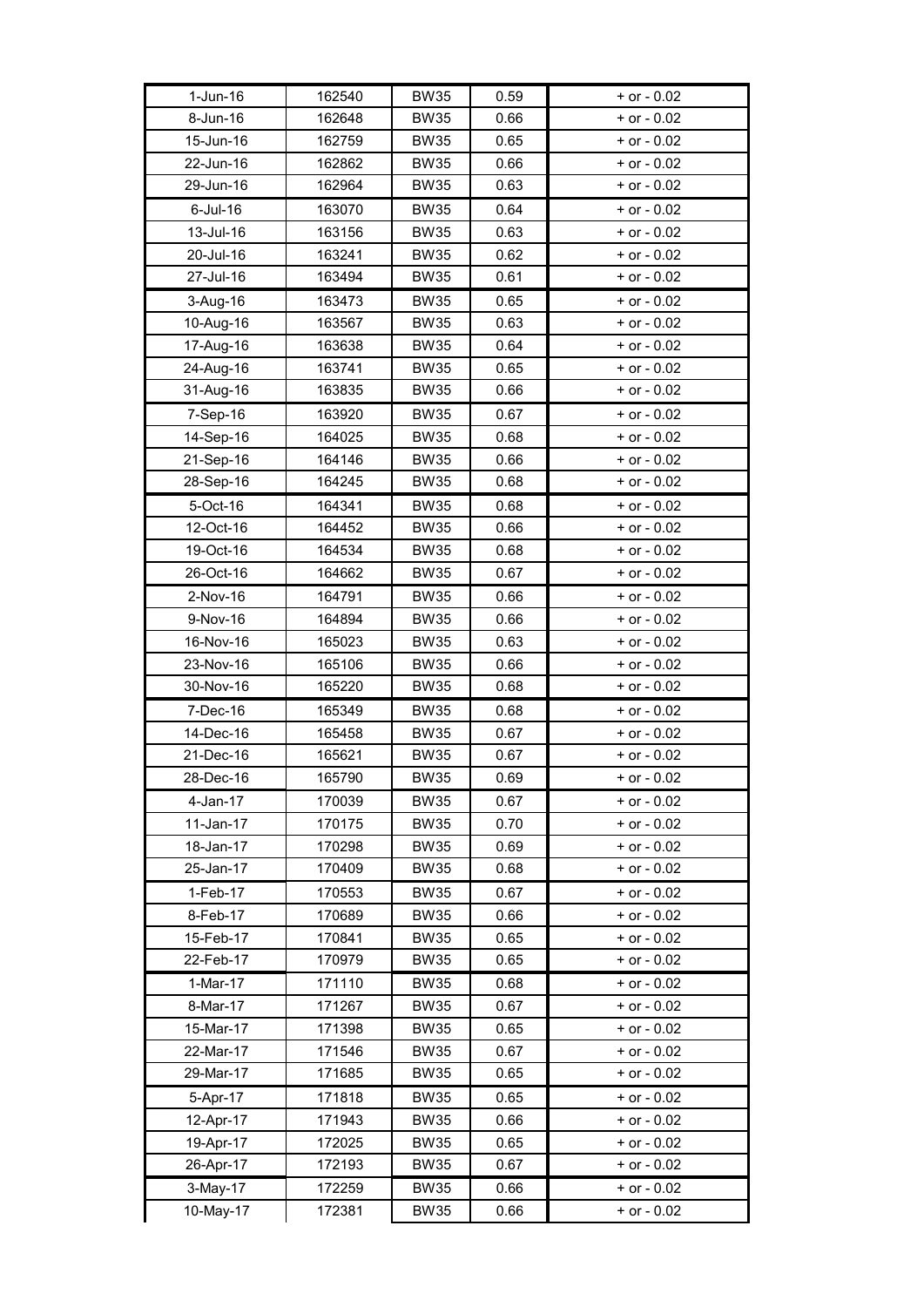| 1-Jun-16 | 162540 | BW35 | 0.59 | + or - 0.02 |
|---|---|---|---|---|
| 8-Jun-16 | 162648 | BW35 | 0.66 | + or - 0.02 |
| 15-Jun-16 | 162759 | BW35 | 0.65 | + or - 0.02 |
| 22-Jun-16 | 162862 | BW35 | 0.66 | + or - 0.02 |
| 29-Jun-16 | 162964 | BW35 | 0.63 | + or - 0.02 |
| 6-Jul-16 | 163070 | BW35 | 0.64 | + or - 0.02 |
| 13-Jul-16 | 163156 | BW35 | 0.63 | + or - 0.02 |
| 20-Jul-16 | 163241 | BW35 | 0.62 | + or - 0.02 |
| 27-Jul-16 | 163494 | BW35 | 0.61 | + or - 0.02 |
| 3-Aug-16 | 163473 | BW35 | 0.65 | + or - 0.02 |
| 10-Aug-16 | 163567 | BW35 | 0.63 | + or - 0.02 |
| 17-Aug-16 | 163638 | BW35 | 0.64 | + or - 0.02 |
| 24-Aug-16 | 163741 | BW35 | 0.65 | + or - 0.02 |
| 31-Aug-16 | 163835 | BW35 | 0.66 | + or - 0.02 |
| 7-Sep-16 | 163920 | BW35 | 0.67 | + or - 0.02 |
| 14-Sep-16 | 164025 | BW35 | 0.68 | + or - 0.02 |
| 21-Sep-16 | 164146 | BW35 | 0.66 | + or - 0.02 |
| 28-Sep-16 | 164245 | BW35 | 0.68 | + or - 0.02 |
| 5-Oct-16 | 164341 | BW35 | 0.68 | + or - 0.02 |
| 12-Oct-16 | 164452 | BW35 | 0.66 | + or - 0.02 |
| 19-Oct-16 | 164534 | BW35 | 0.68 | + or - 0.02 |
| 26-Oct-16 | 164662 | BW35 | 0.67 | + or - 0.02 |
| 2-Nov-16 | 164791 | BW35 | 0.66 | + or - 0.02 |
| 9-Nov-16 | 164894 | BW35 | 0.66 | + or - 0.02 |
| 16-Nov-16 | 165023 | BW35 | 0.63 | + or - 0.02 |
| 23-Nov-16 | 165106 | BW35 | 0.66 | + or - 0.02 |
| 30-Nov-16 | 165220 | BW35 | 0.68 | + or - 0.02 |
| 7-Dec-16 | 165349 | BW35 | 0.68 | + or - 0.02 |
| 14-Dec-16 | 165458 | BW35 | 0.67 | + or - 0.02 |
| 21-Dec-16 | 165621 | BW35 | 0.67 | + or - 0.02 |
| 28-Dec-16 | 165790 | BW35 | 0.69 | + or - 0.02 |
| 4-Jan-17 | 170039 | BW35 | 0.67 | + or - 0.02 |
| 11-Jan-17 | 170175 | BW35 | 0.70 | + or - 0.02 |
| 18-Jan-17 | 170298 | BW35 | 0.69 | + or - 0.02 |
| 25-Jan-17 | 170409 | BW35 | 0.68 | + or - 0.02 |
| 1-Feb-17 | 170553 | BW35 | 0.67 | + or - 0.02 |
| 8-Feb-17 | 170689 | BW35 | 0.66 | + or - 0.02 |
| 15-Feb-17 | 170841 | BW35 | 0.65 | + or - 0.02 |
| 22-Feb-17 | 170979 | BW35 | 0.65 | + or - 0.02 |
| 1-Mar-17 | 171110 | BW35 | 0.68 | + or - 0.02 |
| 8-Mar-17 | 171267 | BW35 | 0.67 | + or - 0.02 |
| 15-Mar-17 | 171398 | BW35 | 0.65 | + or - 0.02 |
| 22-Mar-17 | 171546 | BW35 | 0.67 | + or - 0.02 |
| 29-Mar-17 | 171685 | BW35 | 0.65 | + or - 0.02 |
| 5-Apr-17 | 171818 | BW35 | 0.65 | + or - 0.02 |
| 12-Apr-17 | 171943 | BW35 | 0.66 | + or - 0.02 |
| 19-Apr-17 | 172025 | BW35 | 0.65 | + or - 0.02 |
| 26-Apr-17 | 172193 | BW35 | 0.67 | + or - 0.02 |
| 3-May-17 | 172259 | BW35 | 0.66 | + or - 0.02 |
| 10-May-17 | 172381 | BW35 | 0.66 | + or - 0.02 |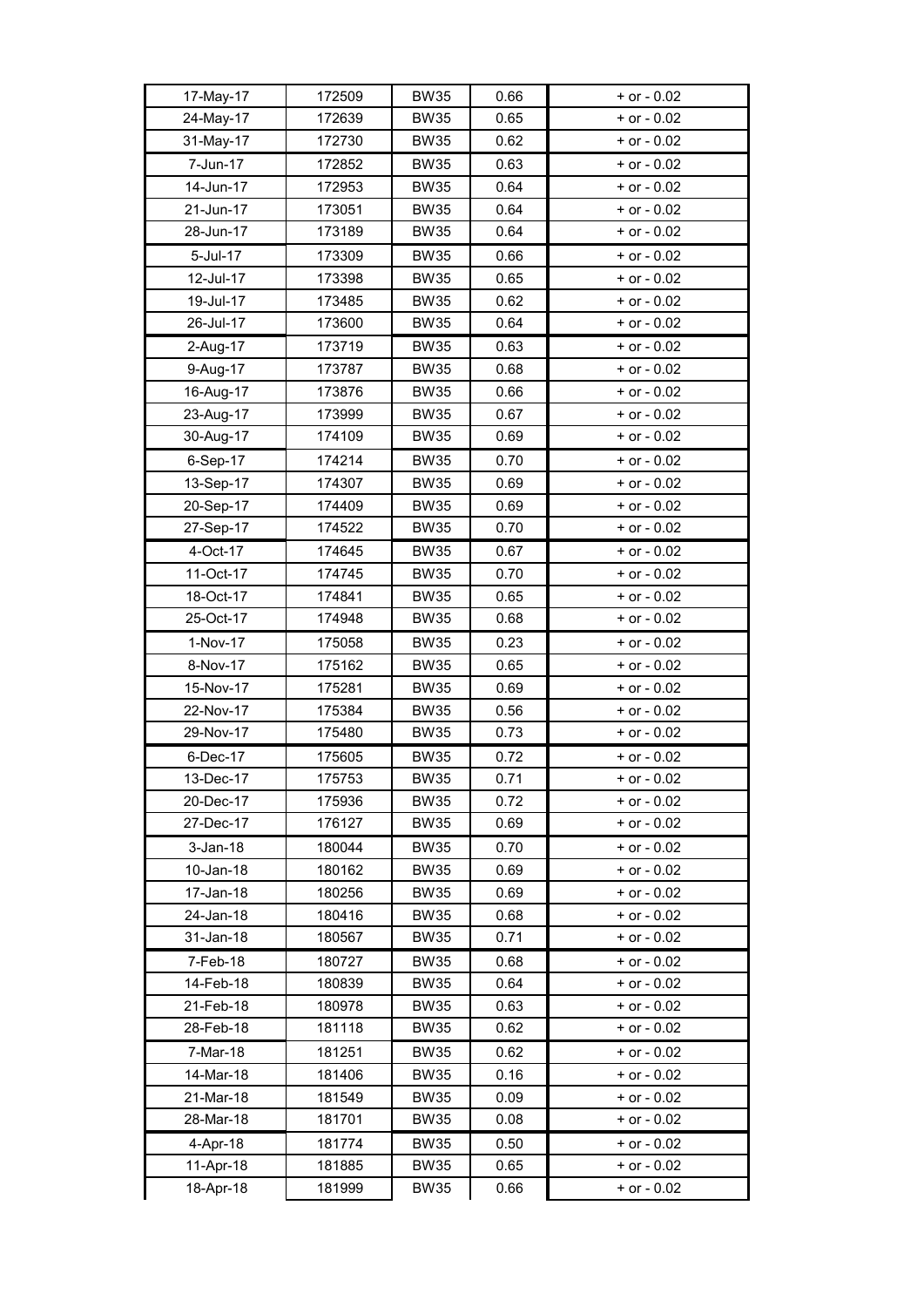| | | | | |
|---|---|---|---|---|
| 17-May-17 | 172509 | BW35 | 0.66 | + or - 0.02 |
| 24-May-17 | 172639 | BW35 | 0.65 | + or - 0.02 |
| 31-May-17 | 172730 | BW35 | 0.62 | + or - 0.02 |
| 7-Jun-17 | 172852 | BW35 | 0.63 | + or - 0.02 |
| 14-Jun-17 | 172953 | BW35 | 0.64 | + or - 0.02 |
| 21-Jun-17 | 173051 | BW35 | 0.64 | + or - 0.02 |
| 28-Jun-17 | 173189 | BW35 | 0.64 | + or - 0.02 |
| 5-Jul-17 | 173309 | BW35 | 0.66 | + or - 0.02 |
| 12-Jul-17 | 173398 | BW35 | 0.65 | + or - 0.02 |
| 19-Jul-17 | 173485 | BW35 | 0.62 | + or - 0.02 |
| 26-Jul-17 | 173600 | BW35 | 0.64 | + or - 0.02 |
| 2-Aug-17 | 173719 | BW35 | 0.63 | + or - 0.02 |
| 9-Aug-17 | 173787 | BW35 | 0.68 | + or - 0.02 |
| 16-Aug-17 | 173876 | BW35 | 0.66 | + or - 0.02 |
| 23-Aug-17 | 173999 | BW35 | 0.67 | + or - 0.02 |
| 30-Aug-17 | 174109 | BW35 | 0.69 | + or - 0.02 |
| 6-Sep-17 | 174214 | BW35 | 0.70 | + or - 0.02 |
| 13-Sep-17 | 174307 | BW35 | 0.69 | + or - 0.02 |
| 20-Sep-17 | 174409 | BW35 | 0.69 | + or - 0.02 |
| 27-Sep-17 | 174522 | BW35 | 0.70 | + or - 0.02 |
| 4-Oct-17 | 174645 | BW35 | 0.67 | + or - 0.02 |
| 11-Oct-17 | 174745 | BW35 | 0.70 | + or - 0.02 |
| 18-Oct-17 | 174841 | BW35 | 0.65 | + or - 0.02 |
| 25-Oct-17 | 174948 | BW35 | 0.68 | + or - 0.02 |
| 1-Nov-17 | 175058 | BW35 | 0.23 | + or - 0.02 |
| 8-Nov-17 | 175162 | BW35 | 0.65 | + or - 0.02 |
| 15-Nov-17 | 175281 | BW35 | 0.69 | + or - 0.02 |
| 22-Nov-17 | 175384 | BW35 | 0.56 | + or - 0.02 |
| 29-Nov-17 | 175480 | BW35 | 0.73 | + or - 0.02 |
| 6-Dec-17 | 175605 | BW35 | 0.72 | + or - 0.02 |
| 13-Dec-17 | 175753 | BW35 | 0.71 | + or - 0.02 |
| 20-Dec-17 | 175936 | BW35 | 0.72 | + or - 0.02 |
| 27-Dec-17 | 176127 | BW35 | 0.69 | + or - 0.02 |
| 3-Jan-18 | 180044 | BW35 | 0.70 | + or - 0.02 |
| 10-Jan-18 | 180162 | BW35 | 0.69 | + or - 0.02 |
| 17-Jan-18 | 180256 | BW35 | 0.69 | + or - 0.02 |
| 24-Jan-18 | 180416 | BW35 | 0.68 | + or - 0.02 |
| 31-Jan-18 | 180567 | BW35 | 0.71 | + or - 0.02 |
| 7-Feb-18 | 180727 | BW35 | 0.68 | + or - 0.02 |
| 14-Feb-18 | 180839 | BW35 | 0.64 | + or - 0.02 |
| 21-Feb-18 | 180978 | BW35 | 0.63 | + or - 0.02 |
| 28-Feb-18 | 181118 | BW35 | 0.62 | + or - 0.02 |
| 7-Mar-18 | 181251 | BW35 | 0.62 | + or - 0.02 |
| 14-Mar-18 | 181406 | BW35 | 0.16 | + or - 0.02 |
| 21-Mar-18 | 181549 | BW35 | 0.09 | + or - 0.02 |
| 28-Mar-18 | 181701 | BW35 | 0.08 | + or - 0.02 |
| 4-Apr-18 | 181774 | BW35 | 0.50 | + or - 0.02 |
| 11-Apr-18 | 181885 | BW35 | 0.65 | + or - 0.02 |
| 18-Apr-18 | 181999 | BW35 | 0.66 | + or - 0.02 |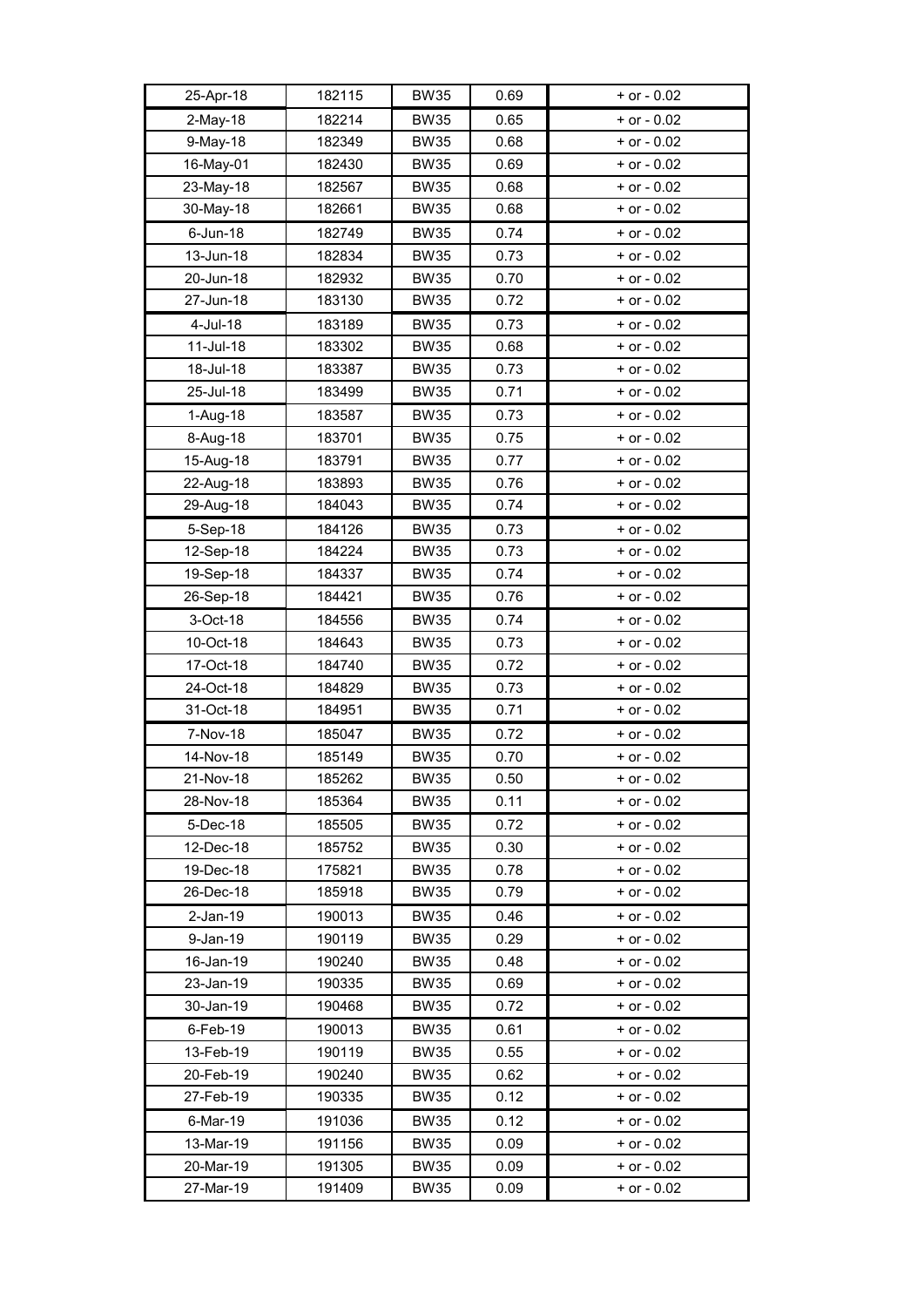| 25-Apr-18 | 182115 | BW35 | 0.69 | + or - 0.02 |
|---|---|---|---|---|
| 2-May-18 | 182214 | BW35 | 0.65 | + or - 0.02 |
| 9-May-18 | 182349 | BW35 | 0.68 | + or - 0.02 |
| 16-May-01 | 182430 | BW35 | 0.69 | + or - 0.02 |
| 23-May-18 | 182567 | BW35 | 0.68 | + or - 0.02 |
| 30-May-18 | 182661 | BW35 | 0.68 | + or - 0.02 |
| 6-Jun-18 | 182749 | BW35 | 0.74 | + or - 0.02 |
| 13-Jun-18 | 182834 | BW35 | 0.73 | + or - 0.02 |
| 20-Jun-18 | 182932 | BW35 | 0.70 | + or - 0.02 |
| 27-Jun-18 | 183130 | BW35 | 0.72 | + or - 0.02 |
| 4-Jul-18 | 183189 | BW35 | 0.73 | + or - 0.02 |
| 11-Jul-18 | 183302 | BW35 | 0.68 | + or - 0.02 |
| 18-Jul-18 | 183387 | BW35 | 0.73 | + or - 0.02 |
| 25-Jul-18 | 183499 | BW35 | 0.71 | + or - 0.02 |
| 1-Aug-18 | 183587 | BW35 | 0.73 | + or - 0.02 |
| 8-Aug-18 | 183701 | BW35 | 0.75 | + or - 0.02 |
| 15-Aug-18 | 183791 | BW35 | 0.77 | + or - 0.02 |
| 22-Aug-18 | 183893 | BW35 | 0.76 | + or - 0.02 |
| 29-Aug-18 | 184043 | BW35 | 0.74 | + or - 0.02 |
| 5-Sep-18 | 184126 | BW35 | 0.73 | + or - 0.02 |
| 12-Sep-18 | 184224 | BW35 | 0.73 | + or - 0.02 |
| 19-Sep-18 | 184337 | BW35 | 0.74 | + or - 0.02 |
| 26-Sep-18 | 184421 | BW35 | 0.76 | + or - 0.02 |
| 3-Oct-18 | 184556 | BW35 | 0.74 | + or - 0.02 |
| 10-Oct-18 | 184643 | BW35 | 0.73 | + or - 0.02 |
| 17-Oct-18 | 184740 | BW35 | 0.72 | + or - 0.02 |
| 24-Oct-18 | 184829 | BW35 | 0.73 | + or - 0.02 |
| 31-Oct-18 | 184951 | BW35 | 0.71 | + or - 0.02 |
| 7-Nov-18 | 185047 | BW35 | 0.72 | + or - 0.02 |
| 14-Nov-18 | 185149 | BW35 | 0.70 | + or - 0.02 |
| 21-Nov-18 | 185262 | BW35 | 0.50 | + or - 0.02 |
| 28-Nov-18 | 185364 | BW35 | 0.11 | + or - 0.02 |
| 5-Dec-18 | 185505 | BW35 | 0.72 | + or - 0.02 |
| 12-Dec-18 | 185752 | BW35 | 0.30 | + or - 0.02 |
| 19-Dec-18 | 175821 | BW35 | 0.78 | + or - 0.02 |
| 26-Dec-18 | 185918 | BW35 | 0.79 | + or - 0.02 |
| 2-Jan-19 | 190013 | BW35 | 0.46 | + or - 0.02 |
| 9-Jan-19 | 190119 | BW35 | 0.29 | + or - 0.02 |
| 16-Jan-19 | 190240 | BW35 | 0.48 | + or - 0.02 |
| 23-Jan-19 | 190335 | BW35 | 0.69 | + or - 0.02 |
| 30-Jan-19 | 190468 | BW35 | 0.72 | + or - 0.02 |
| 6-Feb-19 | 190013 | BW35 | 0.61 | + or - 0.02 |
| 13-Feb-19 | 190119 | BW35 | 0.55 | + or - 0.02 |
| 20-Feb-19 | 190240 | BW35 | 0.62 | + or - 0.02 |
| 27-Feb-19 | 190335 | BW35 | 0.12 | + or - 0.02 |
| 6-Mar-19 | 191036 | BW35 | 0.12 | + or - 0.02 |
| 13-Mar-19 | 191156 | BW35 | 0.09 | + or - 0.02 |
| 20-Mar-19 | 191305 | BW35 | 0.09 | + or - 0.02 |
| 27-Mar-19 | 191409 | BW35 | 0.09 | + or - 0.02 |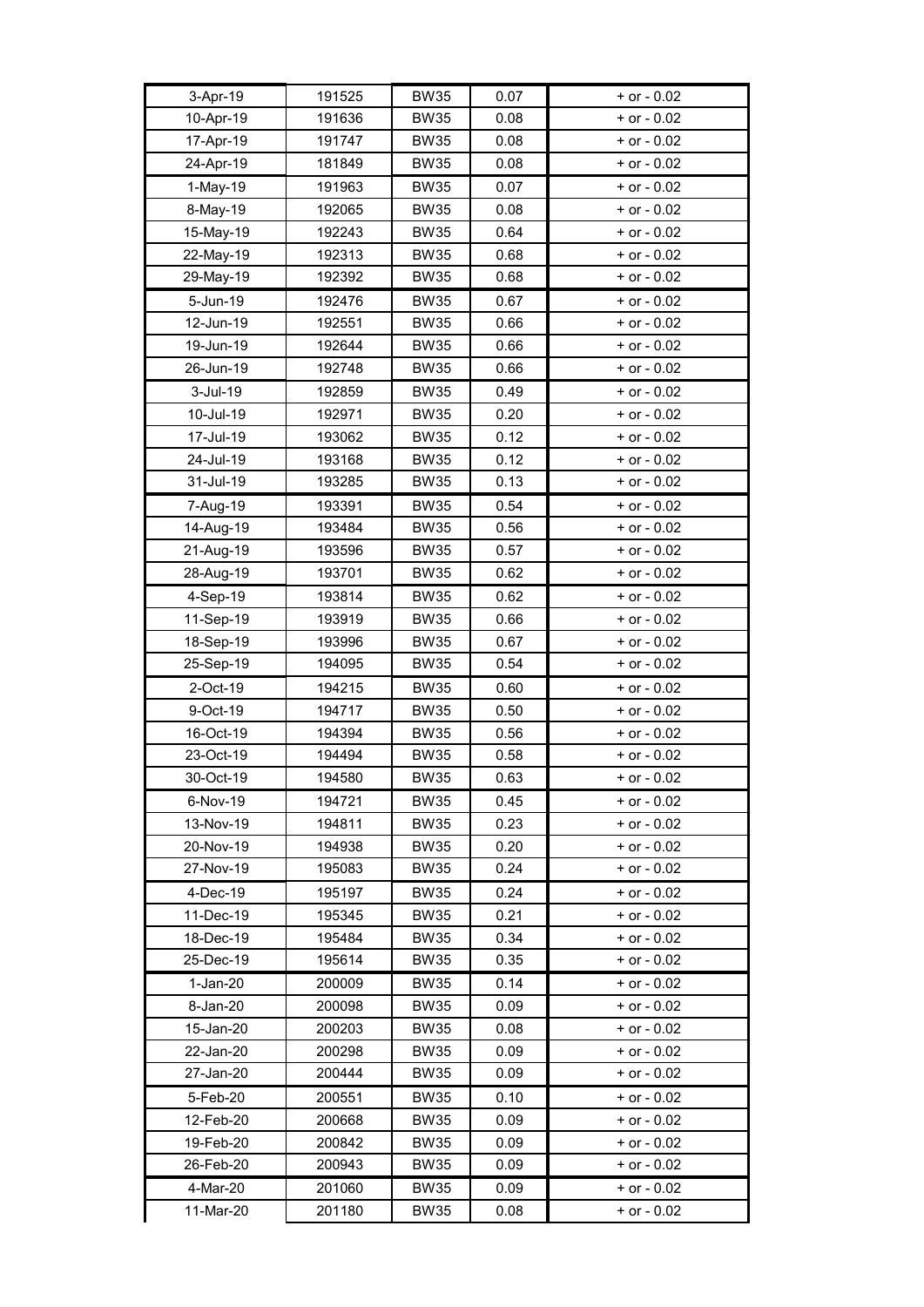| | | | | |
|---|---|---|---|---|
| 3-Apr-19 | 191525 | BW35 | 0.07 | + or - 0.02 |
| 10-Apr-19 | 191636 | BW35 | 0.08 | + or - 0.02 |
| 17-Apr-19 | 191747 | BW35 | 0.08 | + or - 0.02 |
| 24-Apr-19 | 181849 | BW35 | 0.08 | + or - 0.02 |
| 1-May-19 | 191963 | BW35 | 0.07 | + or - 0.02 |
| 8-May-19 | 192065 | BW35 | 0.08 | + or - 0.02 |
| 15-May-19 | 192243 | BW35 | 0.64 | + or - 0.02 |
| 22-May-19 | 192313 | BW35 | 0.68 | + or - 0.02 |
| 29-May-19 | 192392 | BW35 | 0.68 | + or - 0.02 |
| 5-Jun-19 | 192476 | BW35 | 0.67 | + or - 0.02 |
| 12-Jun-19 | 192551 | BW35 | 0.66 | + or - 0.02 |
| 19-Jun-19 | 192644 | BW35 | 0.66 | + or - 0.02 |
| 26-Jun-19 | 192748 | BW35 | 0.66 | + or - 0.02 |
| 3-Jul-19 | 192859 | BW35 | 0.49 | + or - 0.02 |
| 10-Jul-19 | 192971 | BW35 | 0.20 | + or - 0.02 |
| 17-Jul-19 | 193062 | BW35 | 0.12 | + or - 0.02 |
| 24-Jul-19 | 193168 | BW35 | 0.12 | + or - 0.02 |
| 31-Jul-19 | 193285 | BW35 | 0.13 | + or - 0.02 |
| 7-Aug-19 | 193391 | BW35 | 0.54 | + or - 0.02 |
| 14-Aug-19 | 193484 | BW35 | 0.56 | + or - 0.02 |
| 21-Aug-19 | 193596 | BW35 | 0.57 | + or - 0.02 |
| 28-Aug-19 | 193701 | BW35 | 0.62 | + or - 0.02 |
| 4-Sep-19 | 193814 | BW35 | 0.62 | + or - 0.02 |
| 11-Sep-19 | 193919 | BW35 | 0.66 | + or - 0.02 |
| 18-Sep-19 | 193996 | BW35 | 0.67 | + or - 0.02 |
| 25-Sep-19 | 194095 | BW35 | 0.54 | + or - 0.02 |
| 2-Oct-19 | 194215 | BW35 | 0.60 | + or - 0.02 |
| 9-Oct-19 | 194717 | BW35 | 0.50 | + or - 0.02 |
| 16-Oct-19 | 194394 | BW35 | 0.56 | + or - 0.02 |
| 23-Oct-19 | 194494 | BW35 | 0.58 | + or - 0.02 |
| 30-Oct-19 | 194580 | BW35 | 0.63 | + or - 0.02 |
| 6-Nov-19 | 194721 | BW35 | 0.45 | + or - 0.02 |
| 13-Nov-19 | 194811 | BW35 | 0.23 | + or - 0.02 |
| 20-Nov-19 | 194938 | BW35 | 0.20 | + or - 0.02 |
| 27-Nov-19 | 195083 | BW35 | 0.24 | + or - 0.02 |
| 4-Dec-19 | 195197 | BW35 | 0.24 | + or - 0.02 |
| 11-Dec-19 | 195345 | BW35 | 0.21 | + or - 0.02 |
| 18-Dec-19 | 195484 | BW35 | 0.34 | + or - 0.02 |
| 25-Dec-19 | 195614 | BW35 | 0.35 | + or - 0.02 |
| 1-Jan-20 | 200009 | BW35 | 0.14 | + or - 0.02 |
| 8-Jan-20 | 200098 | BW35 | 0.09 | + or - 0.02 |
| 15-Jan-20 | 200203 | BW35 | 0.08 | + or - 0.02 |
| 22-Jan-20 | 200298 | BW35 | 0.09 | + or - 0.02 |
| 27-Jan-20 | 200444 | BW35 | 0.09 | + or - 0.02 |
| 5-Feb-20 | 200551 | BW35 | 0.10 | + or - 0.02 |
| 12-Feb-20 | 200668 | BW35 | 0.09 | + or - 0.02 |
| 19-Feb-20 | 200842 | BW35 | 0.09 | + or - 0.02 |
| 26-Feb-20 | 200943 | BW35 | 0.09 | + or - 0.02 |
| 4-Mar-20 | 201060 | BW35 | 0.09 | + or - 0.02 |
| 11-Mar-20 | 201180 | BW35 | 0.08 | + or - 0.02 |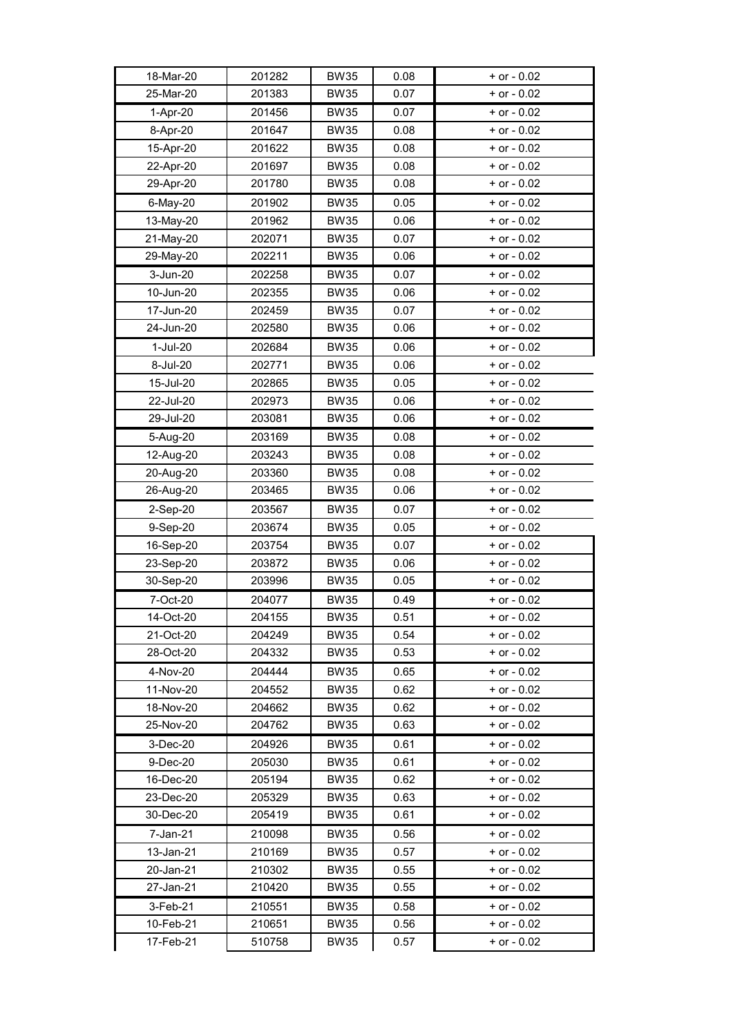| | | | | |
|---|---|---|---|---|
| 18-Mar-20 | 201282 | BW35 | 0.08 | + or - 0.02 |
| 25-Mar-20 | 201383 | BW35 | 0.07 | + or - 0.02 |
| 1-Apr-20 | 201456 | BW35 | 0.07 | + or - 0.02 |
| 8-Apr-20 | 201647 | BW35 | 0.08 | + or - 0.02 |
| 15-Apr-20 | 201622 | BW35 | 0.08 | + or - 0.02 |
| 22-Apr-20 | 201697 | BW35 | 0.08 | + or - 0.02 |
| 29-Apr-20 | 201780 | BW35 | 0.08 | + or - 0.02 |
| 6-May-20 | 201902 | BW35 | 0.05 | + or - 0.02 |
| 13-May-20 | 201962 | BW35 | 0.06 | + or - 0.02 |
| 21-May-20 | 202071 | BW35 | 0.07 | + or - 0.02 |
| 29-May-20 | 202211 | BW35 | 0.06 | + or - 0.02 |
| 3-Jun-20 | 202258 | BW35 | 0.07 | + or - 0.02 |
| 10-Jun-20 | 202355 | BW35 | 0.06 | + or - 0.02 |
| 17-Jun-20 | 202459 | BW35 | 0.07 | + or - 0.02 |
| 24-Jun-20 | 202580 | BW35 | 0.06 | + or - 0.02 |
| 1-Jul-20 | 202684 | BW35 | 0.06 | + or - 0.02 |
| 8-Jul-20 | 202771 | BW35 | 0.06 | + or - 0.02 |
| 15-Jul-20 | 202865 | BW35 | 0.05 | + or - 0.02 |
| 22-Jul-20 | 202973 | BW35 | 0.06 | + or - 0.02 |
| 29-Jul-20 | 203081 | BW35 | 0.06 | + or - 0.02 |
| 5-Aug-20 | 203169 | BW35 | 0.08 | + or - 0.02 |
| 12-Aug-20 | 203243 | BW35 | 0.08 | + or - 0.02 |
| 20-Aug-20 | 203360 | BW35 | 0.08 | + or - 0.02 |
| 26-Aug-20 | 203465 | BW35 | 0.06 | + or - 0.02 |
| 2-Sep-20 | 203567 | BW35 | 0.07 | + or - 0.02 |
| 9-Sep-20 | 203674 | BW35 | 0.05 | + or - 0.02 |
| 16-Sep-20 | 203754 | BW35 | 0.07 | + or - 0.02 |
| 23-Sep-20 | 203872 | BW35 | 0.06 | + or - 0.02 |
| 30-Sep-20 | 203996 | BW35 | 0.05 | + or - 0.02 |
| 7-Oct-20 | 204077 | BW35 | 0.49 | + or - 0.02 |
| 14-Oct-20 | 204155 | BW35 | 0.51 | + or - 0.02 |
| 21-Oct-20 | 204249 | BW35 | 0.54 | + or - 0.02 |
| 28-Oct-20 | 204332 | BW35 | 0.53 | + or - 0.02 |
| 4-Nov-20 | 204444 | BW35 | 0.65 | + or - 0.02 |
| 11-Nov-20 | 204552 | BW35 | 0.62 | + or - 0.02 |
| 18-Nov-20 | 204662 | BW35 | 0.62 | + or - 0.02 |
| 25-Nov-20 | 204762 | BW35 | 0.63 | + or - 0.02 |
| 3-Dec-20 | 204926 | BW35 | 0.61 | + or - 0.02 |
| 9-Dec-20 | 205030 | BW35 | 0.61 | + or - 0.02 |
| 16-Dec-20 | 205194 | BW35 | 0.62 | + or - 0.02 |
| 23-Dec-20 | 205329 | BW35 | 0.63 | + or - 0.02 |
| 30-Dec-20 | 205419 | BW35 | 0.61 | + or - 0.02 |
| 7-Jan-21 | 210098 | BW35 | 0.56 | + or - 0.02 |
| 13-Jan-21 | 210169 | BW35 | 0.57 | + or - 0.02 |
| 20-Jan-21 | 210302 | BW35 | 0.55 | + or - 0.02 |
| 27-Jan-21 | 210420 | BW35 | 0.55 | + or - 0.02 |
| 3-Feb-21 | 210551 | BW35 | 0.58 | + or - 0.02 |
| 10-Feb-21 | 210651 | BW35 | 0.56 | + or - 0.02 |
| 17-Feb-21 | 510758 | BW35 | 0.57 | + or - 0.02 |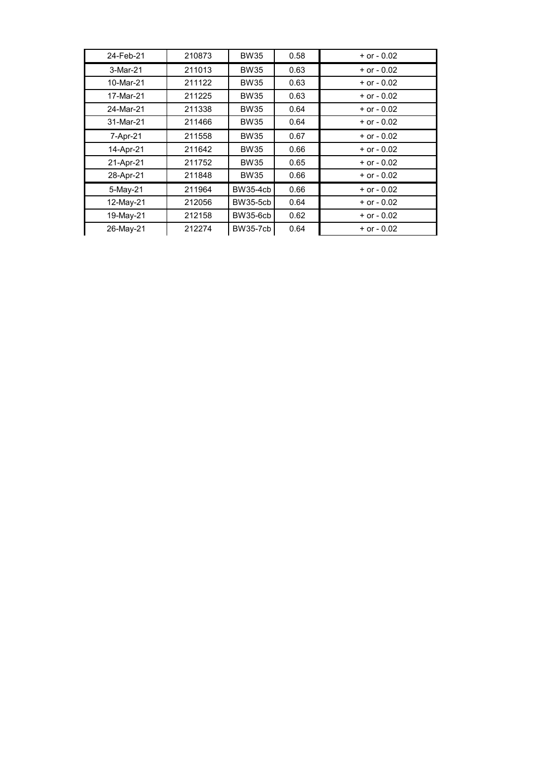| | | | | |
|---|---|---|---|---|
| 24-Feb-21 | 210873 | BW35 | 0.58 | + or - 0.02 |
| 3-Mar-21 | 211013 | BW35 | 0.63 | + or - 0.02 |
| 10-Mar-21 | 211122 | BW35 | 0.63 | + or - 0.02 |
| 17-Mar-21 | 211225 | BW35 | 0.63 | + or - 0.02 |
| 24-Mar-21 | 211338 | BW35 | 0.64 | + or - 0.02 |
| 31-Mar-21 | 211466 | BW35 | 0.64 | + or - 0.02 |
| 7-Apr-21 | 211558 | BW35 | 0.67 | + or - 0.02 |
| 14-Apr-21 | 211642 | BW35 | 0.66 | + or - 0.02 |
| 21-Apr-21 | 211752 | BW35 | 0.65 | + or - 0.02 |
| 28-Apr-21 | 211848 | BW35 | 0.66 | + or - 0.02 |
| 5-May-21 | 211964 | BW35-4cb | 0.66 | + or - 0.02 |
| 12-May-21 | 212056 | BW35-5cb | 0.64 | + or - 0.02 |
| 19-May-21 | 212158 | BW35-6cb | 0.62 | + or - 0.02 |
| 26-May-21 | 212274 | BW35-7cb | 0.64 | + or - 0.02 |